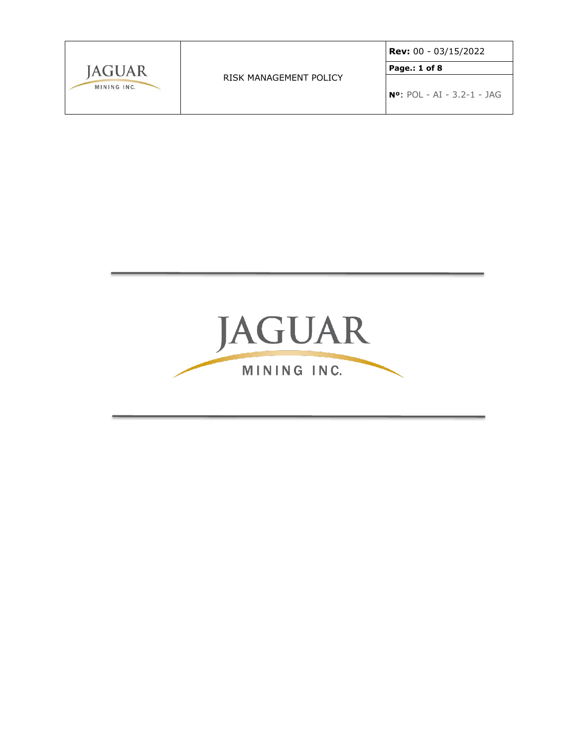# JAGUAR

MINING INC.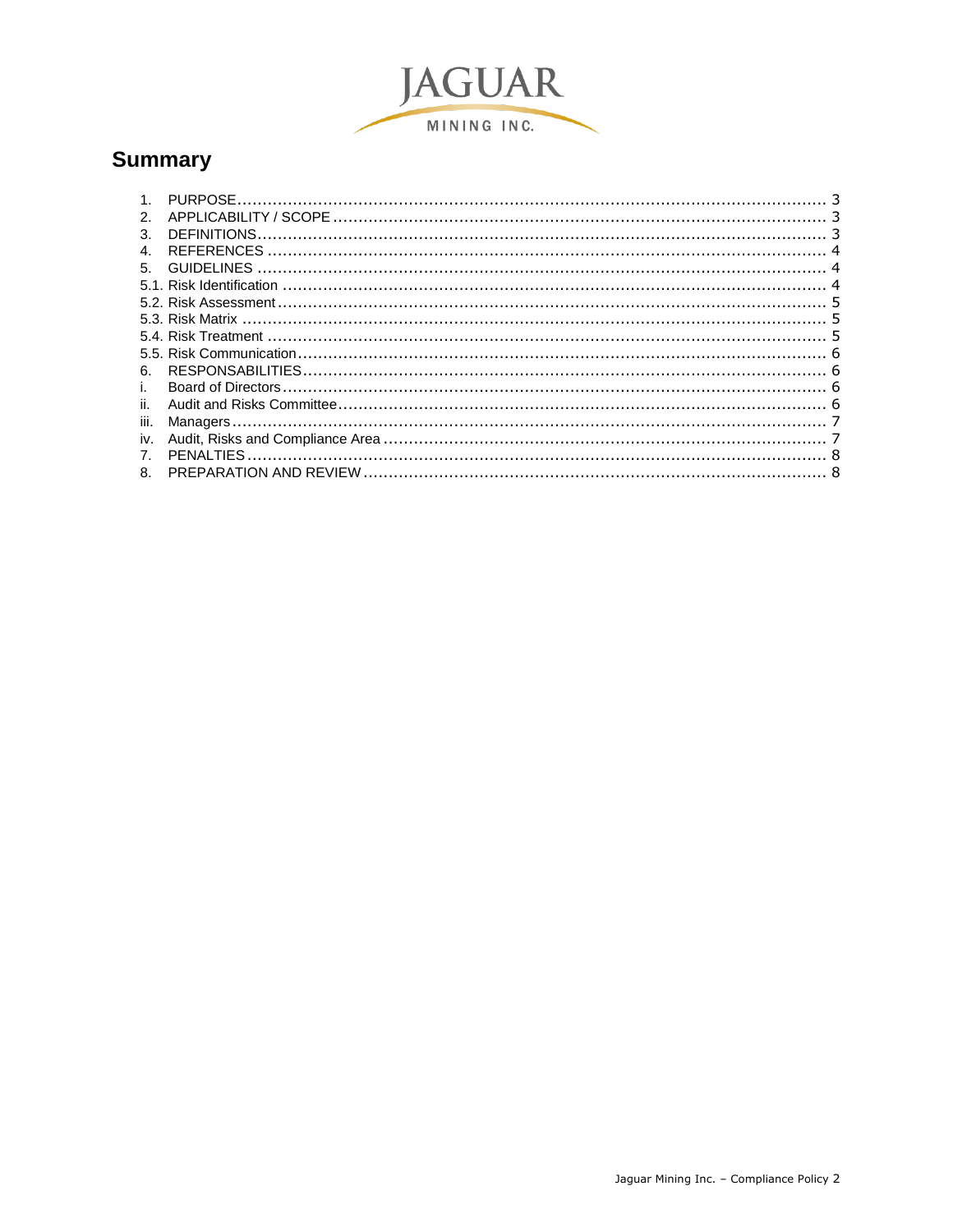## Summary

1. PURPOSE .......... 3
2. APPLICABILITY / SCOPE .......... 3
3. DEFINITIONS .......... 3
4. REFERENCES .......... 4
5. GUIDELINES .......... 4

5.1. Risk Identification .......... 4
5.2. Risk Assessment .......... 5
5.3. Risk Matrix .......... 5
5.4. Risk Treatment .......... 5
5.5. Risk Communication .......... 6

6. RESPONSABILITIES .......... 6

i. Board of Directors .......... 6
ii. Audit and Risks Committee .......... 6
iii. Managers .......... 7
iv. Audit, Risks and Compliance Area .......... 7

7. PENALTIES .......... 8
8. PREPARATION AND REVIEW .......... 8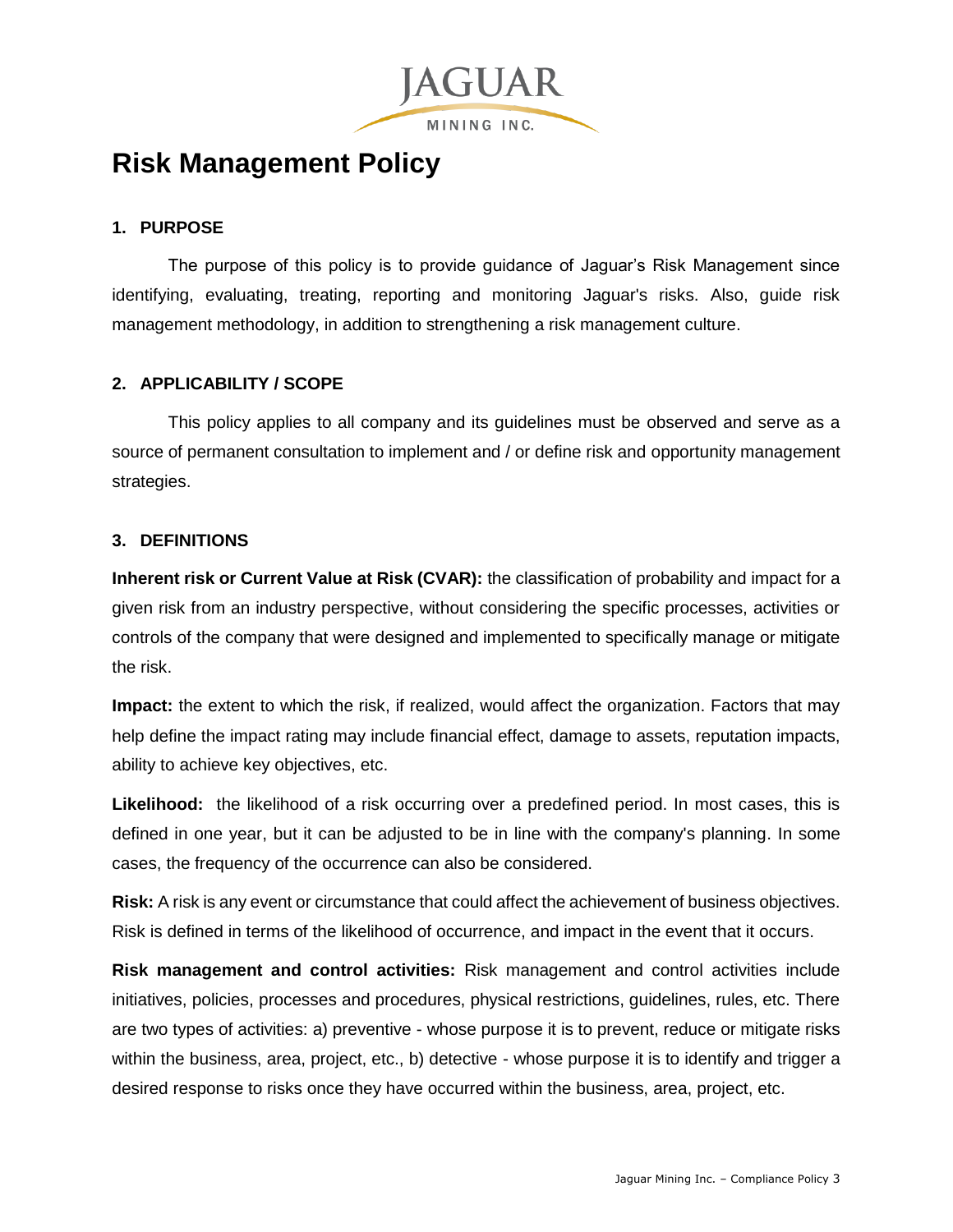# Risk Management Policy

## 1. PURPOSE

The purpose of this policy is to provide guidance of Jaguar's Risk Management since identifying, evaluating, treating, reporting and monitoring Jaguar's risks. Also, guide risk management methodology, in addition to strengthening a risk management culture.

## 2. APPLICABILITY / SCOPE

This policy applies to all company and its guidelines must be observed and serve as a source of permanent consultation to implement and / or define risk and opportunity management strategies.

## 3. DEFINITIONS

**Inherent risk or Current Value at Risk (CVAR):** the classification of probability and impact for a given risk from an industry perspective, without considering the specific processes, activities or controls of the company that were designed and implemented to specifically manage or mitigate the risk.

**Impact:** the extent to which the risk, if realized, would affect the organization. Factors that may help define the impact rating may include financial effect, damage to assets, reputation impacts, ability to achieve key objectives, etc.

**Likelihood:** the likelihood of a risk occurring over a predefined period. In most cases, this is defined in one year, but it can be adjusted to be in line with the company's planning. In some cases, the frequency of the occurrence can also be considered.

**Risk:** A risk is any event or circumstance that could affect the achievement of business objectives. Risk is defined in terms of the likelihood of occurrence, and impact in the event that it occurs.

**Risk management and control activities:** Risk management and control activities include initiatives, policies, processes and procedures, physical restrictions, guidelines, rules, etc. There are two types of activities: a) preventive - whose purpose it is to prevent, reduce or mitigate risks within the business, area, project, etc., b) detective - whose purpose it is to identify and trigger a desired response to risks once they have occurred within the business, area, project, etc.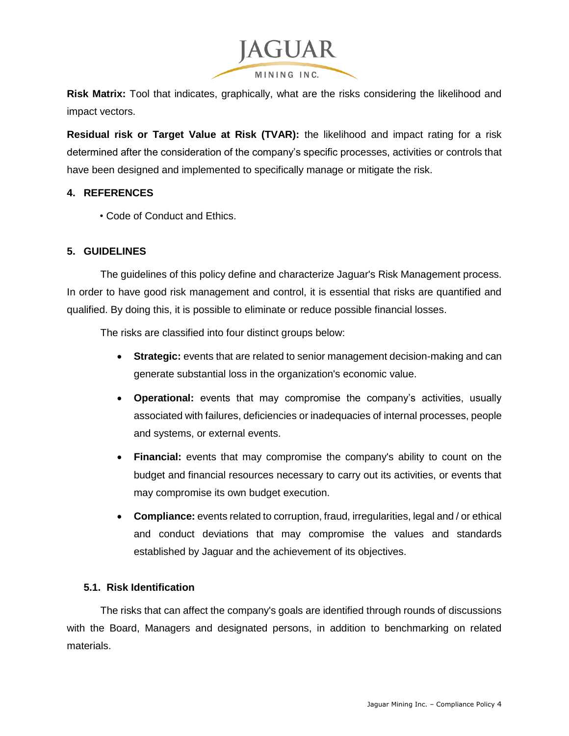**Risk Matrix:** Tool that indicates, graphically, what are the risks considering the likelihood and impact vectors.

**Residual risk or Target Value at Risk (TVAR):** the likelihood and impact rating for a risk determined after the consideration of the company's specific processes, activities or controls that have been designed and implemented to specifically manage or mitigate the risk.

## 4. REFERENCES

• Code of Conduct and Ethics.

## 5. GUIDELINES

The guidelines of this policy define and characterize Jaguar's Risk Management process. In order to have good risk management and control, it is essential that risks are quantified and qualified. By doing this, it is possible to eliminate or reduce possible financial losses.

The risks are classified into four distinct groups below:

- **Strategic:** events that are related to senior management decision-making and can generate substantial loss in the organization's economic value.
- **Operational:** events that may compromise the company's activities, usually associated with failures, deficiencies or inadequacies of internal processes, people and systems, or external events.
- **Financial:** events that may compromise the company's ability to count on the budget and financial resources necessary to carry out its activities, or events that may compromise its own budget execution.
- **Compliance:** events related to corruption, fraud, irregularities, legal and / or ethical and conduct deviations that may compromise the values and standards established by Jaguar and the achievement of its objectives.

### 5.1. Risk Identification

The risks that can affect the company's goals are identified through rounds of discussions with the Board, Managers and designated persons, in addition to benchmarking on related materials.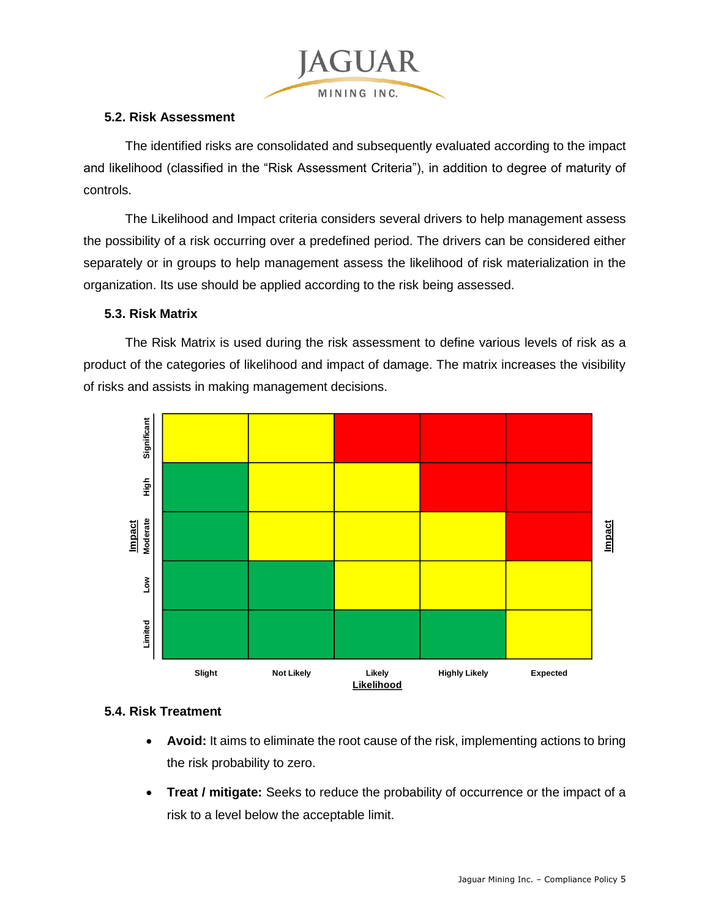### 5.2. Risk Assessment

The identified risks are consolidated and subsequently evaluated according to the impact and likelihood (classified in the "Risk Assessment Criteria"), in addition to degree of maturity of controls.

The Likelihood and Impact criteria considers several drivers to help management assess the possibility of a risk occurring over a predefined period. The drivers can be considered either separately or in groups to help management assess the likelihood of risk materialization in the organization. Its use should be applied according to the risk being assessed.

### 5.3. Risk Matrix

The Risk Matrix is used during the risk assessment to define various levels of risk as a product of the categories of likelihood and impact of damage. The matrix increases the visibility of risks and assists in making management decisions.

| Impact \ Likelihood | Slight | Not Likely | Likely | Highly Likely | Expected |
|---|---|---|---|---|---|
| Significant | Yellow | Yellow | Red | Red | Red |
| High | Green | Yellow | Yellow | Red | Red |
| Moderate | Green | Yellow | Yellow | Yellow | Red |
| Low | Green | Green | Yellow | Yellow | Yellow |
| Limited | Green | Green | Green | Green | Yellow |

### 5.4. Risk Treatment

- **Avoid:** It aims to eliminate the root cause of the risk, implementing actions to bring the risk probability to zero.
- **Treat / mitigate:** Seeks to reduce the probability of occurrence or the impact of a risk to a level below the acceptable limit.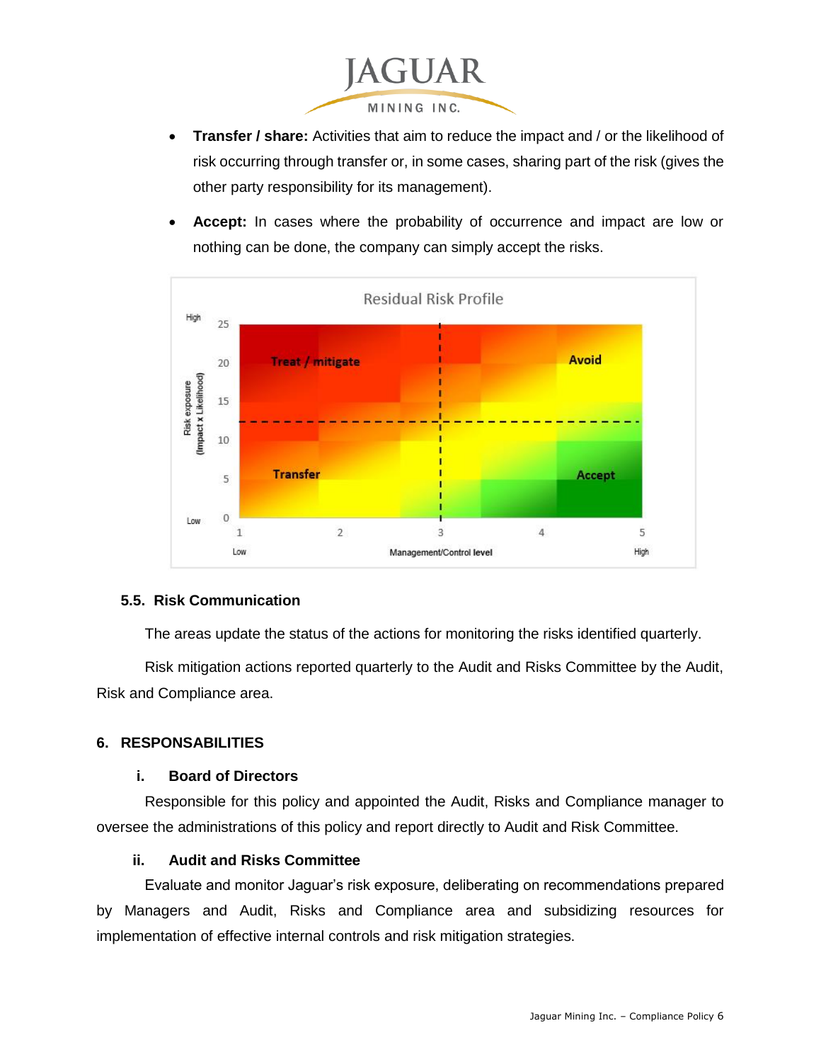- **Transfer / share:** Activities that aim to reduce the impact and / or the likelihood of risk occurring through transfer or, in some cases, sharing part of the risk (gives the other party responsibility for its management).

- **Accept:** In cases where the probability of occurrence and impact are low or nothing can be done, the company can simply accept the risks.

### 5.5. Risk Communication

The areas update the status of the actions for monitoring the risks identified quarterly.

Risk mitigation actions reported quarterly to the Audit and Risks Committee by the Audit, Risk and Compliance area.

## 6. RESPONSABILITIES

### i. Board of Directors

Responsible for this policy and appointed the Audit, Risks and Compliance manager to oversee the administrations of this policy and report directly to Audit and Risk Committee.

### ii. Audit and Risks Committee

Evaluate and monitor Jaguar's risk exposure, deliberating on recommendations prepared by Managers and Audit, Risks and Compliance area and subsidizing resources for implementation of effective internal controls and risk mitigation strategies.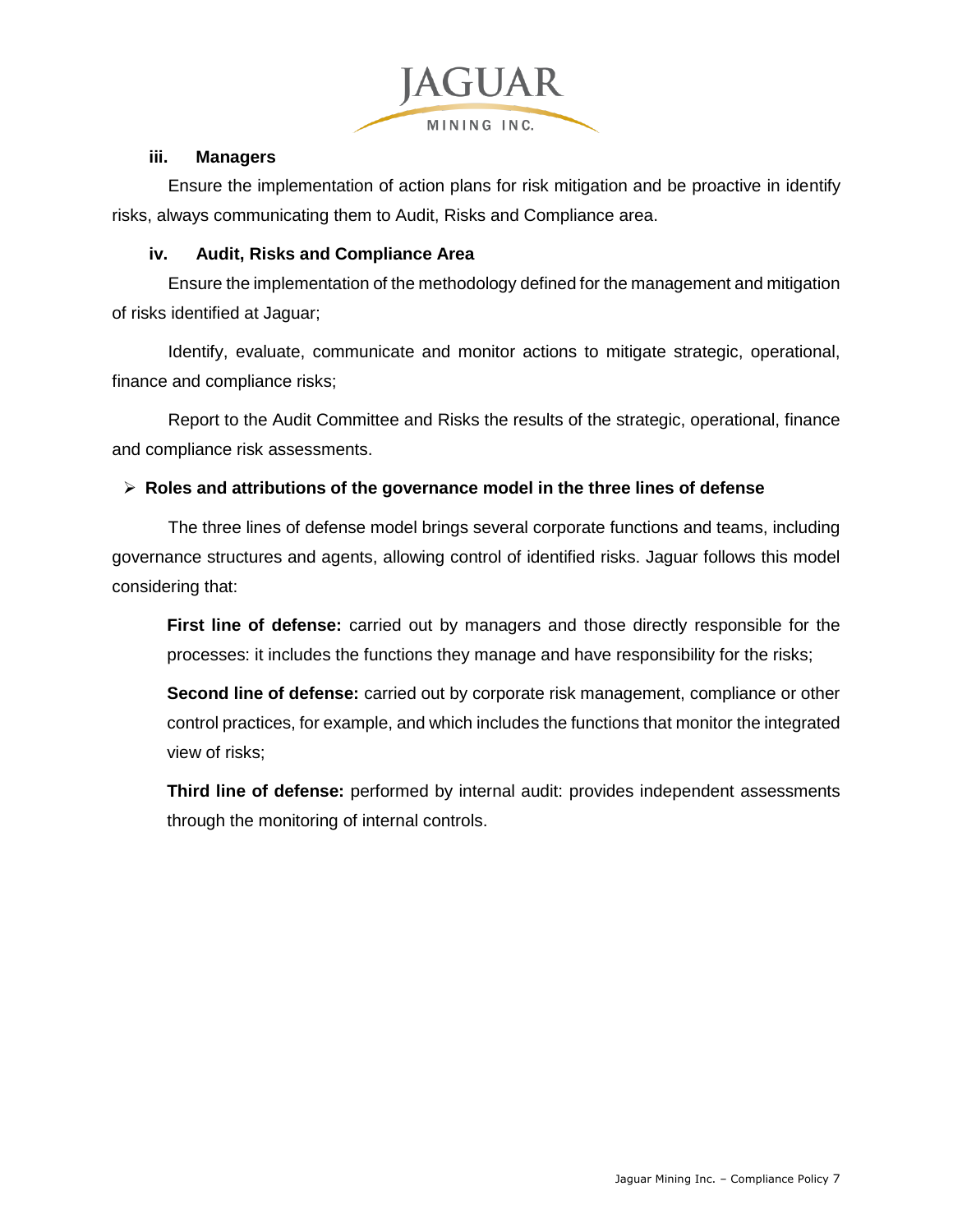### iii. Managers

Ensure the implementation of action plans for risk mitigation and be proactive in identify risks, always communicating them to Audit, Risks and Compliance area.

### iv. Audit, Risks and Compliance Area

Ensure the implementation of the methodology defined for the management and mitigation of risks identified at Jaguar;

Identify, evaluate, communicate and monitor actions to mitigate strategic, operational, finance and compliance risks;

Report to the Audit Committee and Risks the results of the strategic, operational, finance and compliance risk assessments.

- **Roles and attributions of the governance model in the three lines of defense**

The three lines of defense model brings several corporate functions and teams, including governance structures and agents, allowing control of identified risks. Jaguar follows this model considering that:

**First line of defense:** carried out by managers and those directly responsible for the processes: it includes the functions they manage and have responsibility for the risks;

**Second line of defense:** carried out by corporate risk management, compliance or other control practices, for example, and which includes the functions that monitor the integrated view of risks;

**Third line of defense:** performed by internal audit: provides independent assessments through the monitoring of internal controls.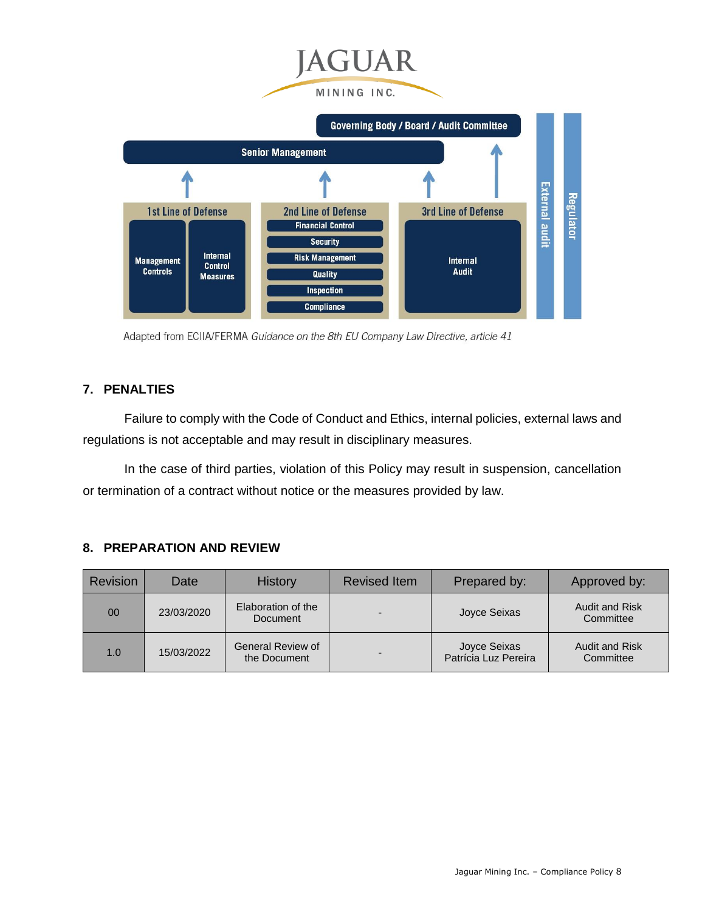Governing Body / Board / Audit Committee

Senior Management

1st Line of Defense

Management Controls

Internal Control Measures

2nd Line of Defense

Financial Control

Security

Risk Management

Quality

Inspection

Compliance

3rd Line of Defense

Internal Audit

External audit

Regulator

Adapted from ECIIA/FERMA *Guidance on the 8th EU Company Law Directive, article 41*

## 7. PENALTIES

Failure to comply with the Code of Conduct and Ethics, internal policies, external laws and regulations is not acceptable and may result in disciplinary measures.

In the case of third parties, violation of this Policy may result in suspension, cancellation or termination of a contract without notice or the measures provided by law.

## 8. PREPARATION AND REVIEW

| Revision | Date | History | Revised Item | Prepared by: | Approved by: |
|---|---|---|---|---|---|
| 00 | 23/03/2020 | Elaboration of the Document | - | Joyce Seixas | Audit and Risk Committee |
| 1.0 | 15/03/2022 | General Review of the Document | - | Joyce Seixas<br>Patrícia Luz Pereira | Audit and Risk Committee |